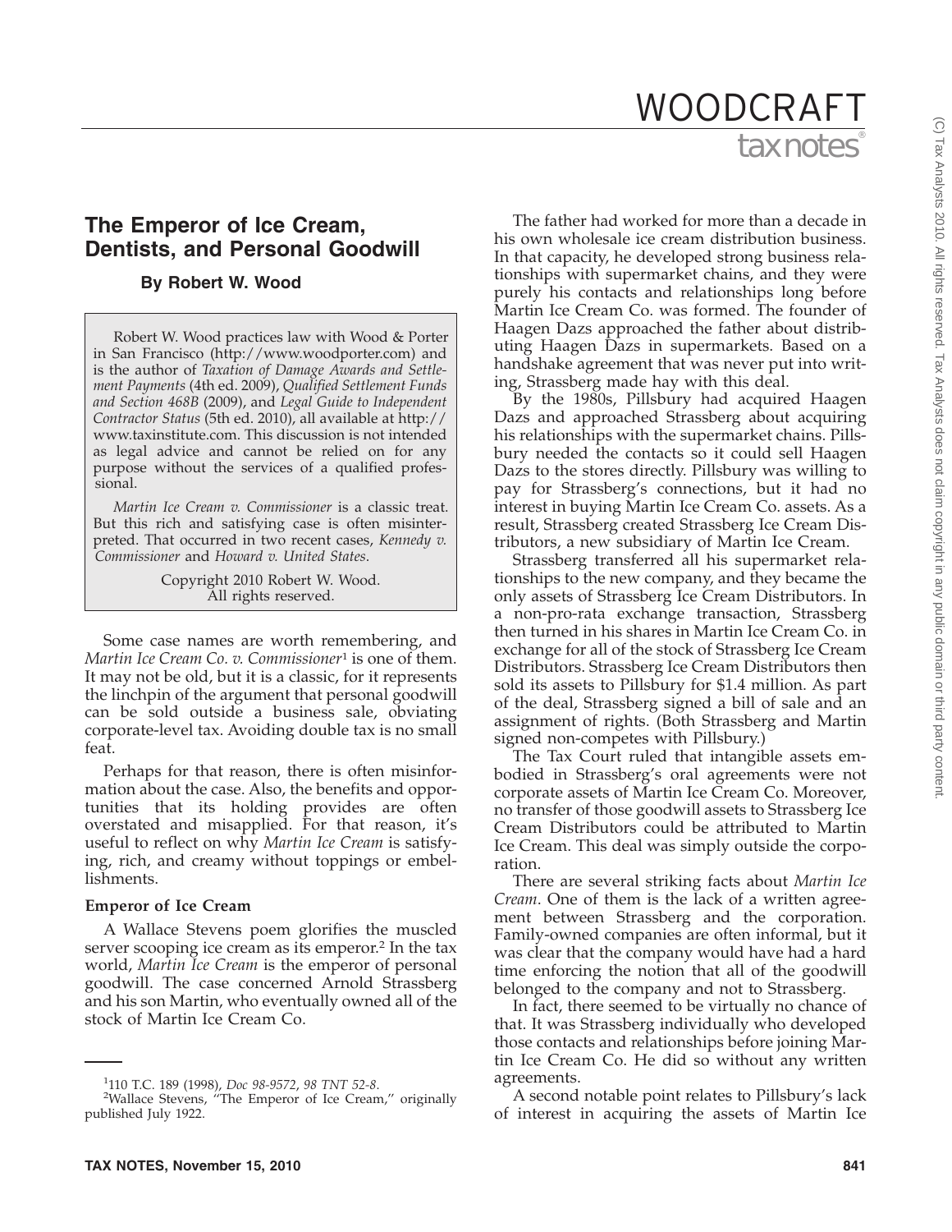# The Emperor of Ice Cream, Dentists, and Personal Goodwill

**By Robert W. Wood**

Robert W. Wood practices law with Wood & Porter in San Francisco (http://www.woodporter.com) and is the author of *Taxation of Damage Awards and Settlement Payments* (4th ed. 2009), *Qualified Settlement Funds and Section 468B* (2009), and *Legal Guide to Independent Contractor Status* (5th ed. 2010), all available at http://www.taxinstitute.com. This discussion is not intended as legal advice and cannot be relied on for any purpose without the services of a qualified professional.

*Martin Ice Cream v. Commissioner* is a classic treat. But this rich and satisfying case is often misinterpreted. That occurred in two recent cases, *Kennedy v. Commissioner* and *Howard v. United States*.

Copyright 2010 Robert W. Wood.
All rights reserved.

Some case names are worth remembering, and *Martin Ice Cream Co. v. Commissioner*[1] is one of them. It may not be old, but it is a classic, for it represents the linchpin of the argument that personal goodwill can be sold outside a business sale, obviating corporate-level tax. Avoiding double tax is no small feat.

Perhaps for that reason, there is often misinformation about the case. Also, the benefits and opportunities that its holding provides are often overstated and misapplied. For that reason, it's useful to reflect on why *Martin Ice Cream* is satisfying, rich, and creamy without toppings or embellishments.

**Emperor of Ice Cream**

A Wallace Stevens poem glorifies the muscled server scooping ice cream as its emperor.[2] In the tax world, *Martin Ice Cream* is the emperor of personal goodwill. The case concerned Arnold Strassberg and his son Martin, who eventually owned all of the stock of Martin Ice Cream Co.

The father had worked for more than a decade in his own wholesale ice cream distribution business. In that capacity, he developed strong business relationships with supermarket chains, and they were purely his contacts and relationships long before Martin Ice Cream Co. was formed. The founder of Haagen Dazs approached the father about distributing Haagen Dazs in supermarkets. Based on a handshake agreement that was never put into writing, Strassberg made hay with this deal.

By the 1980s, Pillsbury had acquired Haagen Dazs and approached Strassberg about acquiring his relationships with the supermarket chains. Pillsbury needed the contacts so it could sell Haagen Dazs to the stores directly. Pillsbury was willing to pay for Strassberg's connections, but it had no interest in buying Martin Ice Cream Co. assets. As a result, Strassberg created Strassberg Ice Cream Distributors, a new subsidiary of Martin Ice Cream.

Strassberg transferred all his supermarket relationships to the new company, and they became the only assets of Strassberg Ice Cream Distributors. In a non-pro-rata exchange transaction, Strassberg then turned in his shares in Martin Ice Cream Co. in exchange for all of the stock of Strassberg Ice Cream Distributors. Strassberg Ice Cream Distributors then sold its assets to Pillsbury for $1.4 million. As part of the deal, Strassberg signed a bill of sale and an assignment of rights. (Both Strassberg and Martin signed non-competes with Pillsbury.)

The Tax Court ruled that intangible assets embodied in Strassberg's oral agreements were not corporate assets of Martin Ice Cream Co. Moreover, no transfer of those goodwill assets to Strassberg Ice Cream Distributors could be attributed to Martin Ice Cream. This deal was simply outside the corporation.

There are several striking facts about *Martin Ice Cream*. One of them is the lack of a written agreement between Strassberg and the corporation. Family-owned companies are often informal, but it was clear that the company would have had a hard time enforcing the notion that all of the goodwill belonged to the company and not to Strassberg.

In fact, there seemed to be virtually no chance of that. It was Strassberg individually who developed those contacts and relationships before joining Martin Ice Cream Co. He did so without any written agreements.

A second notable point relates to Pillsbury's lack of interest in acquiring the assets of Martin Ice

---

[1] 110 T.C. 189 (1998), *Doc 98-9572*, *98 TNT 52-8*.

[2] Wallace Stevens, "The Emperor of Ice Cream," originally published July 1922.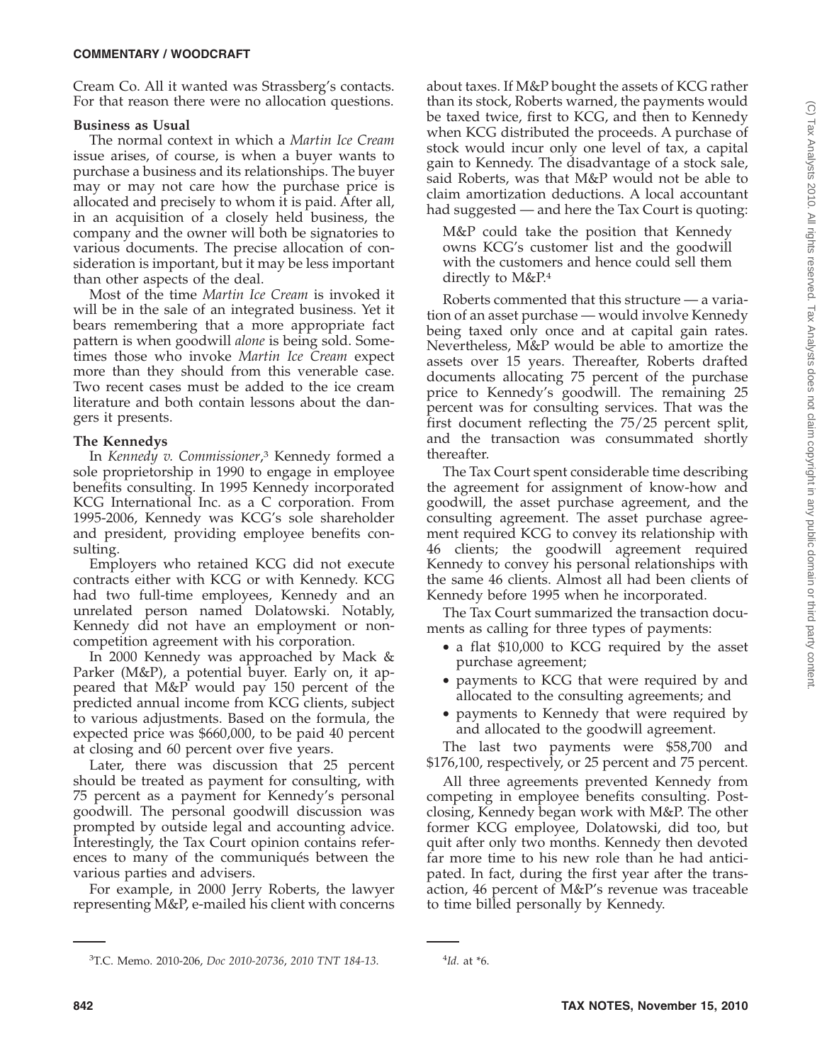Cream Co. All it wanted was Strassberg's contacts. For that reason there were no allocation questions.

### Business as Usual

The normal context in which a *Martin Ice Cream* issue arises, of course, is when a buyer wants to purchase a business and its relationships. The buyer may or may not care how the purchase price is allocated and precisely to whom it is paid. After all, in an acquisition of a closely held business, the company and the owner will both be signatories to various documents. The precise allocation of consideration is important, but it may be less important than other aspects of the deal.

Most of the time *Martin Ice Cream* is invoked it will be in the sale of an integrated business. Yet it bears remembering that a more appropriate fact pattern is when goodwill *alone* is being sold. Sometimes those who invoke *Martin Ice Cream* expect more than they should from this venerable case. Two recent cases must be added to the ice cream literature and both contain lessons about the dangers it presents.

### The Kennedys

In *Kennedy v. Commissioner*,[3] Kennedy formed a sole proprietorship in 1990 to engage in employee benefits consulting. In 1995 Kennedy incorporated KCG International Inc. as a C corporation. From 1995-2006, Kennedy was KCG's sole shareholder and president, providing employee benefits consulting.

Employers who retained KCG did not execute contracts either with KCG or with Kennedy. KCG had two full-time employees, Kennedy and an unrelated person named Dolatowski. Notably, Kennedy did not have an employment or noncompetition agreement with his corporation.

In 2000 Kennedy was approached by Mack & Parker (M&P), a potential buyer. Early on, it appeared that M&P would pay 150 percent of the predicted annual income from KCG clients, subject to various adjustments. Based on the formula, the expected price was $660,000, to be paid 40 percent at closing and 60 percent over five years.

Later, there was discussion that 25 percent should be treated as payment for consulting, with 75 percent as a payment for Kennedy's personal goodwill. The personal goodwill discussion was prompted by outside legal and accounting advice. Interestingly, the Tax Court opinion contains references to many of the communiqués between the various parties and advisers.

For example, in 2000 Jerry Roberts, the lawyer representing M&P, e-mailed his client with concerns about taxes. If M&P bought the assets of KCG rather than its stock, Roberts warned, the payments would be taxed twice, first to KCG, and then to Kennedy when KCG distributed the proceeds. A purchase of stock would incur only one level of tax, a capital gain to Kennedy. The disadvantage of a stock sale, said Roberts, was that M&P would not be able to claim amortization deductions. A local accountant had suggested — and here the Tax Court is quoting:

> M&P could take the position that Kennedy owns KCG's customer list and the goodwill with the customers and hence could sell them directly to M&P.[4]

Roberts commented that this structure — a variation of an asset purchase — would involve Kennedy being taxed only once and at capital gain rates. Nevertheless, M&P would be able to amortize the assets over 15 years. Thereafter, Roberts drafted documents allocating 75 percent of the purchase price to Kennedy's goodwill. The remaining 25 percent was for consulting services. That was the first document reflecting the 75/25 percent split, and the transaction was consummated shortly thereafter.

The Tax Court spent considerable time describing the agreement for assignment of know-how and goodwill, the asset purchase agreement, and the consulting agreement. The asset purchase agreement required KCG to convey its relationship with 46 clients; the goodwill agreement required Kennedy to convey his personal relationships with the same 46 clients. Almost all had been clients of Kennedy before 1995 when he incorporated.

The Tax Court summarized the transaction documents as calling for three types of payments:

- a flat $10,000 to KCG required by the asset purchase agreement;
- payments to KCG that were required by and allocated to the consulting agreements; and
- payments to Kennedy that were required by and allocated to the goodwill agreement.

The last two payments were $58,700 and $176,100, respectively, or 25 percent and 75 percent.

All three agreements prevented Kennedy from competing in employee benefits consulting. Post-closing, Kennedy began work with M&P. The other former KCG employee, Dolatowski, did too, but quit after only two months. Kennedy then devoted far more time to his new role than he had anticipated. In fact, during the first year after the transaction, 46 percent of M&P's revenue was traceable to time billed personally by Kennedy.

---

[3] T.C. Memo. 2010-206, *Doc 2010-20736*, *2010 TNT 184-13*.

[4] *Id.* at *6.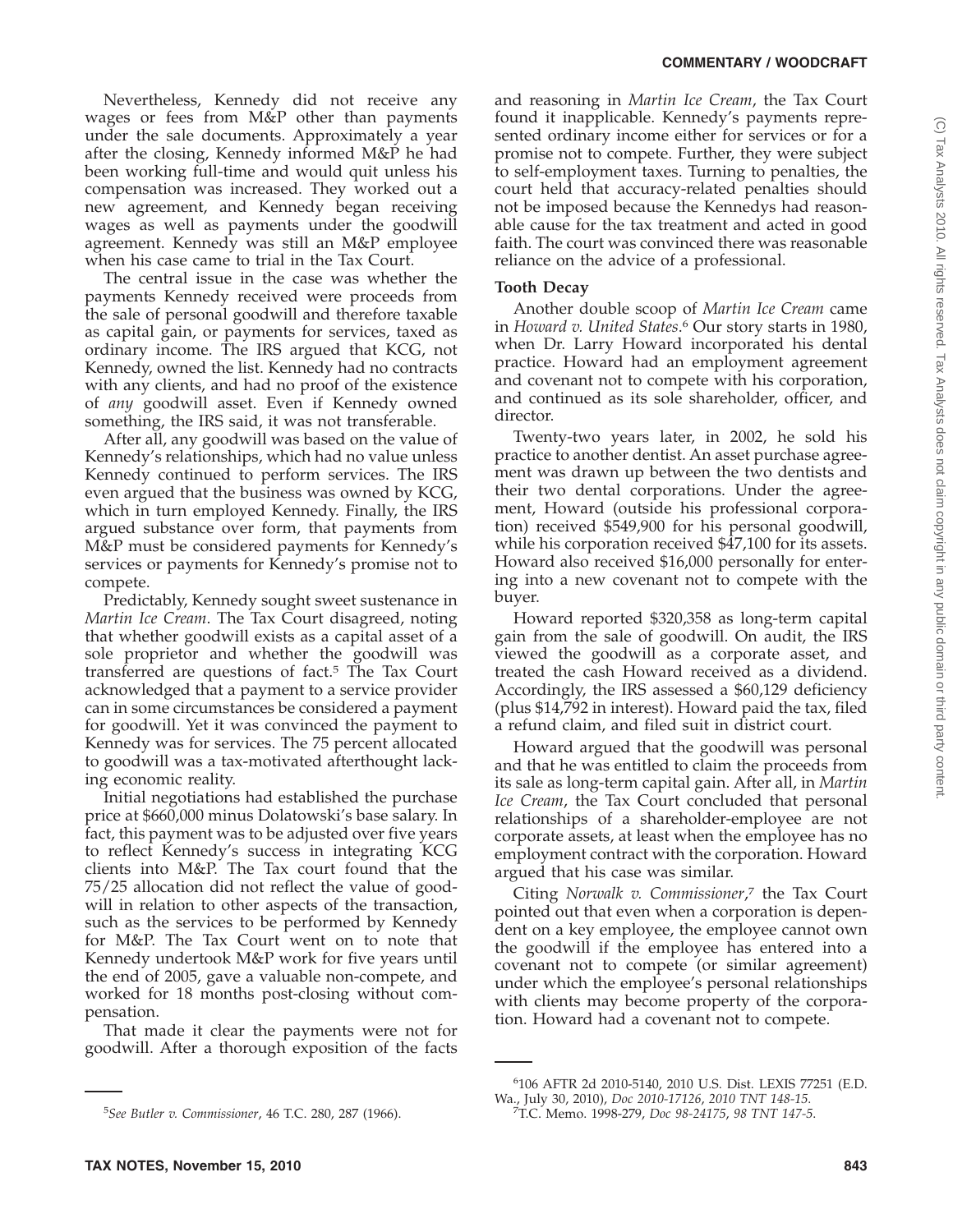Nevertheless, Kennedy did not receive any wages or fees from M&P other than payments under the sale documents. Approximately a year after the closing, Kennedy informed M&P he had been working full-time and would quit unless his compensation was increased. They worked out a new agreement, and Kennedy began receiving wages as well as payments under the goodwill agreement. Kennedy was still an M&P employee when his case came to trial in the Tax Court.

The central issue in the case was whether the payments Kennedy received were proceeds from the sale of personal goodwill and therefore taxable as capital gain, or payments for services, taxed as ordinary income. The IRS argued that KCG, not Kennedy, owned the list. Kennedy had no contracts with any clients, and had no proof of the existence of *any* goodwill asset. Even if Kennedy owned something, the IRS said, it was not transferable.

After all, any goodwill was based on the value of Kennedy's relationships, which had no value unless Kennedy continued to perform services. The IRS even argued that the business was owned by KCG, which in turn employed Kennedy. Finally, the IRS argued substance over form, that payments from M&P must be considered payments for Kennedy's services or payments for Kennedy's promise not to compete.

Predictably, Kennedy sought sweet sustenance in *Martin Ice Cream*. The Tax Court disagreed, noting that whether goodwill exists as a capital asset of a sole proprietor and whether the goodwill was transferred are questions of fact.[5] The Tax Court acknowledged that a payment to a service provider can in some circumstances be considered a payment for goodwill. Yet it was convinced the payment to Kennedy was for services. The 75 percent allocated to goodwill was a tax-motivated afterthought lacking economic reality.

Initial negotiations had established the purchase price at $660,000 minus Dolatowski's base salary. In fact, this payment was to be adjusted over five years to reflect Kennedy's success in integrating KCG clients into M&P. The Tax court found that the 75/25 allocation did not reflect the value of goodwill in relation to other aspects of the transaction, such as the services to be performed by Kennedy for M&P. The Tax Court went on to note that Kennedy undertook M&P work for five years until the end of 2005, gave a valuable non-compete, and worked for 18 months post-closing without compensation.

That made it clear the payments were not for goodwill. After a thorough exposition of the facts and reasoning in *Martin Ice Cream*, the Tax Court found it inapplicable. Kennedy's payments represented ordinary income either for services or for a promise not to compete. Further, they were subject to self-employment taxes. Turning to penalties, the court held that accuracy-related penalties should not be imposed because the Kennedys had reasonable cause for the tax treatment and acted in good faith. The court was convinced there was reasonable reliance on the advice of a professional.

### Tooth Decay

Another double scoop of *Martin Ice Cream* came in *Howard v. United States*.[6] Our story starts in 1980, when Dr. Larry Howard incorporated his dental practice. Howard had an employment agreement and covenant not to compete with his corporation, and continued as its sole shareholder, officer, and director.

Twenty-two years later, in 2002, he sold his practice to another dentist. An asset purchase agreement was drawn up between the two dentists and their two dental corporations. Under the agreement, Howard (outside his professional corporation) received $549,900 for his personal goodwill, while his corporation received $47,100 for its assets. Howard also received $16,000 personally for entering into a new covenant not to compete with the buyer.

Howard reported $320,358 as long-term capital gain from the sale of goodwill. On audit, the IRS viewed the goodwill as a corporate asset, and treated the cash Howard received as a dividend. Accordingly, the IRS assessed a $60,129 deficiency (plus $14,792 in interest). Howard paid the tax, filed a refund claim, and filed suit in district court.

Howard argued that the goodwill was personal and that he was entitled to claim the proceeds from its sale as long-term capital gain. After all, in *Martin Ice Cream*, the Tax Court concluded that personal relationships of a shareholder-employee are not corporate assets, at least when the employee has no employment contract with the corporation. Howard argued that his case was similar.

Citing *Norwalk v. Commissioner*,[7] the Tax Court pointed out that even when a corporation is dependent on a key employee, the employee cannot own the goodwill if the employee has entered into a covenant not to compete (or similar agreement) under which the employee's personal relationships with clients may become property of the corporation. Howard had a covenant not to compete.

---

[5] *See Butler v. Commissioner*, 46 T.C. 280, 287 (1966).

[6] 106 AFTR 2d 2010-5140, 2010 U.S. Dist. LEXIS 77251 (E.D. Wa., July 30, 2010), *Doc 2010-17126*, *2010 TNT 148-15*.

[7] T.C. Memo. 1998-279, *Doc 98-24175*, *98 TNT 147-5*.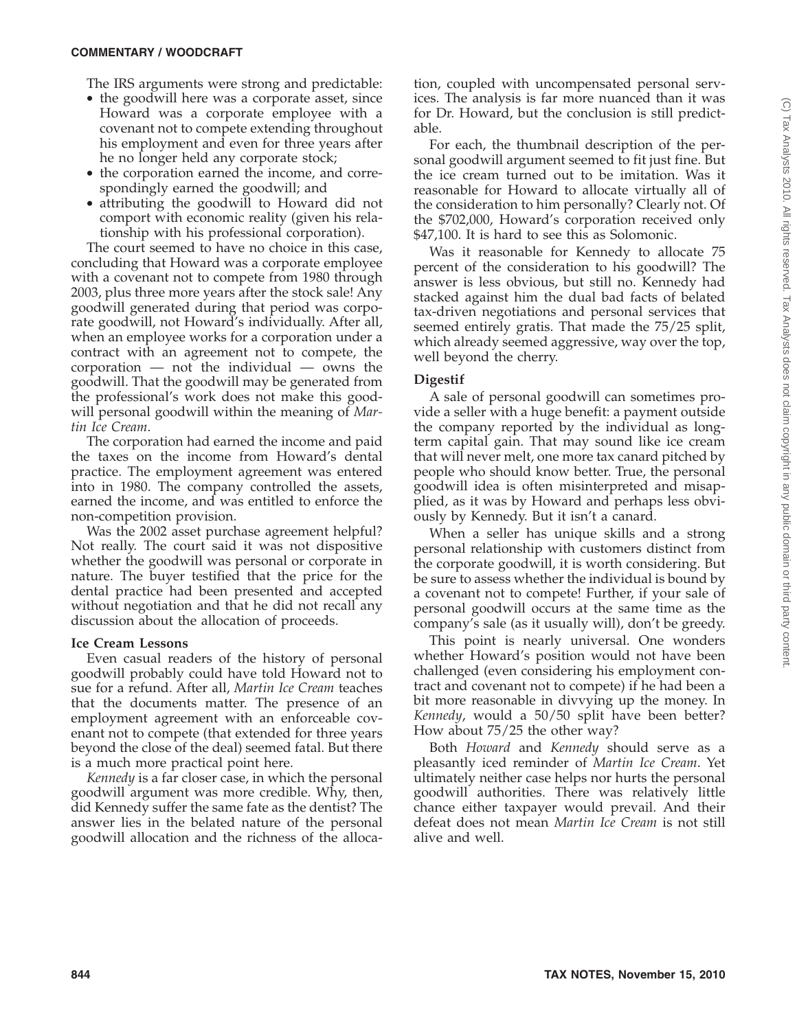The IRS arguments were strong and predictable:

- the goodwill here was a corporate asset, since Howard was a corporate employee with a covenant not to compete extending throughout his employment and even for three years after he no longer held any corporate stock;
- the corporation earned the income, and correspondingly earned the goodwill; and
- attributing the goodwill to Howard did not comport with economic reality (given his relationship with his professional corporation).

The court seemed to have no choice in this case, concluding that Howard was a corporate employee with a covenant not to compete from 1980 through 2003, plus three more years after the stock sale! Any goodwill generated during that period was corporate goodwill, not Howard's individually. After all, when an employee works for a corporation under a contract with an agreement not to compete, the corporation — not the individual — owns the goodwill. That the goodwill may be generated from the professional's work does not make this goodwill personal goodwill within the meaning of *Martin Ice Cream*.

The corporation had earned the income and paid the taxes on the income from Howard's dental practice. The employment agreement was entered into in 1980. The company controlled the assets, earned the income, and was entitled to enforce the non-competition provision.

Was the 2002 asset purchase agreement helpful? Not really. The court said it was not dispositive whether the goodwill was personal or corporate in nature. The buyer testified that the price for the dental practice had been presented and accepted without negotiation and that he did not recall any discussion about the allocation of proceeds.

**Ice Cream Lessons**

Even casual readers of the history of personal goodwill probably could have told Howard not to sue for a refund. After all, *Martin Ice Cream* teaches that the documents matter. The presence of an employment agreement with an enforceable covenant not to compete (that extended for three years beyond the close of the deal) seemed fatal. But there is a much more practical point here.

*Kennedy* is a far closer case, in which the personal goodwill argument was more credible. Why, then, did Kennedy suffer the same fate as the dentist? The answer lies in the belated nature of the personal goodwill allocation and the richness of the allocation, coupled with uncompensated personal services. The analysis is far more nuanced than it was for Dr. Howard, but the conclusion is still predictable.

For each, the thumbnail description of the personal goodwill argument seemed to fit just fine. But the ice cream turned out to be imitation. Was it reasonable for Howard to allocate virtually all of the consideration to him personally? Clearly not. Of the $702,000, Howard's corporation received only $47,100. It is hard to see this as Solomonic.

Was it reasonable for Kennedy to allocate 75 percent of the consideration to his goodwill? The answer is less obvious, but still no. Kennedy had stacked against him the dual bad facts of belated tax-driven negotiations and personal services that seemed entirely gratis. That made the 75/25 split, which already seemed aggressive, way over the top, well beyond the cherry.

**Digestif**

A sale of personal goodwill can sometimes provide a seller with a huge benefit: a payment outside the company reported by the individual as long-term capital gain. That may sound like ice cream that will never melt, one more tax canard pitched by people who should know better. True, the personal goodwill idea is often misinterpreted and misapplied, as it was by Howard and perhaps less obviously by Kennedy. But it isn't a canard.

When a seller has unique skills and a strong personal relationship with customers distinct from the corporate goodwill, it is worth considering. But be sure to assess whether the individual is bound by a covenant not to compete! Further, if your sale of personal goodwill occurs at the same time as the company's sale (as it usually will), don't be greedy.

This point is nearly universal. One wonders whether Howard's position would not have been challenged (even considering his employment contract and covenant not to compete) if he had been a bit more reasonable in divvying up the money. In *Kennedy*, would a 50/50 split have been better? How about 75/25 the other way?

Both *Howard* and *Kennedy* should serve as a pleasantly iced reminder of *Martin Ice Cream*. Yet ultimately neither case helps nor hurts the personal goodwill authorities. There was relatively little chance either taxpayer would prevail. And their defeat does not mean *Martin Ice Cream* is not still alive and well.